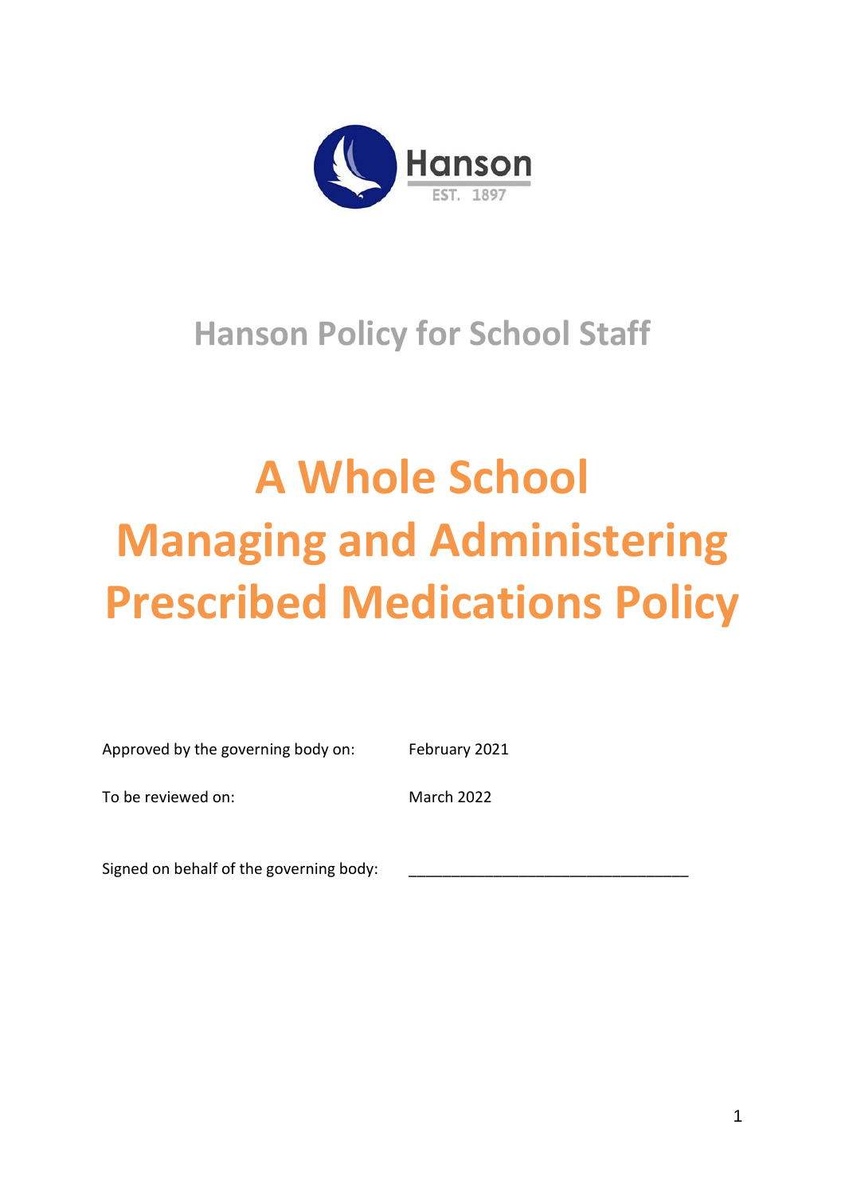Hanson

EST. 1897

## Hanson Policy for School Staff

# A Whole School Managing and Administering Prescribed Medications Policy

| | |
|---|---|
| Approved by the governing body on: | February 2021 |
| To be reviewed on: | March 2022 |
| Signed on behalf of the governing body: | _________________________________ |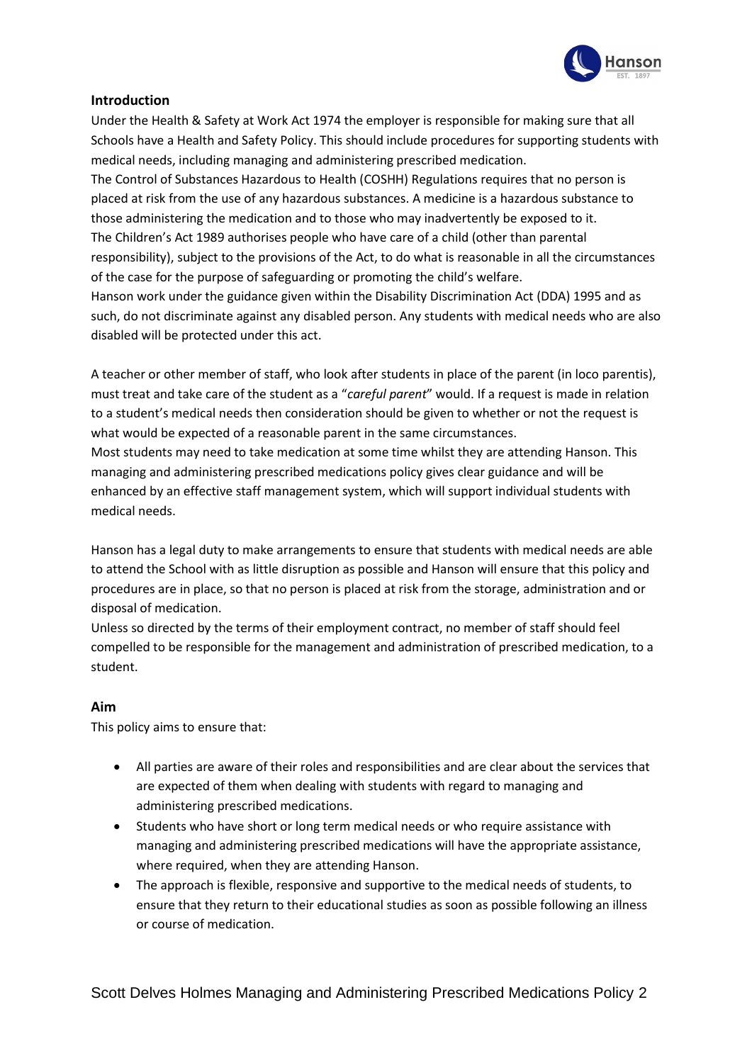## Introduction

Under the Health & Safety at Work Act 1974 the employer is responsible for making sure that all Schools have a Health and Safety Policy. This should include procedures for supporting students with medical needs, including managing and administering prescribed medication.

The Control of Substances Hazardous to Health (COSHH) Regulations requires that no person is placed at risk from the use of any hazardous substances. A medicine is a hazardous substance to those administering the medication and to those who may inadvertently be exposed to it.

The Children's Act 1989 authorises people who have care of a child (other than parental responsibility), subject to the provisions of the Act, to do what is reasonable in all the circumstances of the case for the purpose of safeguarding or promoting the child's welfare.

Hanson work under the guidance given within the Disability Discrimination Act (DDA) 1995 and as such, do not discriminate against any disabled person. Any students with medical needs who are also disabled will be protected under this act.

A teacher or other member of staff, who look after students in place of the parent (in loco parentis), must treat and take care of the student as a "*careful parent*" would. If a request is made in relation to a student's medical needs then consideration should be given to whether or not the request is what would be expected of a reasonable parent in the same circumstances.

Most students may need to take medication at some time whilst they are attending Hanson. This managing and administering prescribed medications policy gives clear guidance and will be enhanced by an effective staff management system, which will support individual students with medical needs.

Hanson has a legal duty to make arrangements to ensure that students with medical needs are able to attend the School with as little disruption as possible and Hanson will ensure that this policy and procedures are in place, so that no person is placed at risk from the storage, administration and or disposal of medication.

Unless so directed by the terms of their employment contract, no member of staff should feel compelled to be responsible for the management and administration of prescribed medication, to a student.

## Aim

This policy aims to ensure that:

- All parties are aware of their roles and responsibilities and are clear about the services that are expected of them when dealing with students with regard to managing and administering prescribed medications.
- Students who have short or long term medical needs or who require assistance with managing and administering prescribed medications will have the appropriate assistance, where required, when they are attending Hanson.
- The approach is flexible, responsive and supportive to the medical needs of students, to ensure that they return to their educational studies as soon as possible following an illness or course of medication.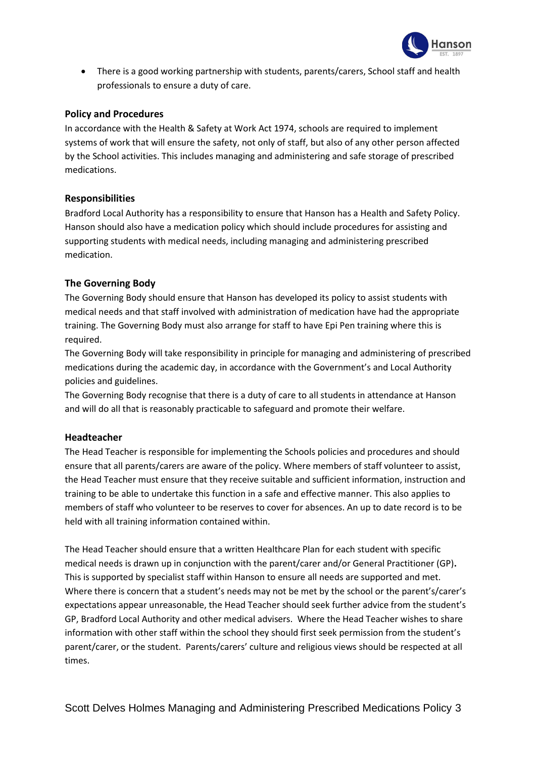- There is a good working partnership with students, parents/carers, School staff and health professionals to ensure a duty of care.

**Policy and Procedures**

In accordance with the Health & Safety at Work Act 1974, schools are required to implement systems of work that will ensure the safety, not only of staff, but also of any other person affected by the School activities. This includes managing and administering and safe storage of prescribed medications.

**Responsibilities**

Bradford Local Authority has a responsibility to ensure that Hanson has a Health and Safety Policy. Hanson should also have a medication policy which should include procedures for assisting and supporting students with medical needs, including managing and administering prescribed medication.

**The Governing Body**

The Governing Body should ensure that Hanson has developed its policy to assist students with medical needs and that staff involved with administration of medication have had the appropriate training. The Governing Body must also arrange for staff to have Epi Pen training where this is required.

The Governing Body will take responsibility in principle for managing and administering of prescribed medications during the academic day, in accordance with the Government's and Local Authority policies and guidelines.

The Governing Body recognise that there is a duty of care to all students in attendance at Hanson and will do all that is reasonably practicable to safeguard and promote their welfare.

**Headteacher**

The Head Teacher is responsible for implementing the Schools policies and procedures and should ensure that all parents/carers are aware of the policy. Where members of staff volunteer to assist, the Head Teacher must ensure that they receive suitable and sufficient information, instruction and training to be able to undertake this function in a safe and effective manner. This also applies to members of staff who volunteer to be reserves to cover for absences. An up to date record is to be held with all training information contained within.

The Head Teacher should ensure that a written Healthcare Plan for each student with specific medical needs is drawn up in conjunction with the parent/carer and/or General Practitioner (GP). This is supported by specialist staff within Hanson to ensure all needs are supported and met. Where there is concern that a student's needs may not be met by the school or the parent's/carer's expectations appear unreasonable, the Head Teacher should seek further advice from the student's GP, Bradford Local Authority and other medical advisers. Where the Head Teacher wishes to share information with other staff within the school they should first seek permission from the student's parent/carer, or the student. Parents/carers' culture and religious views should be respected at all times.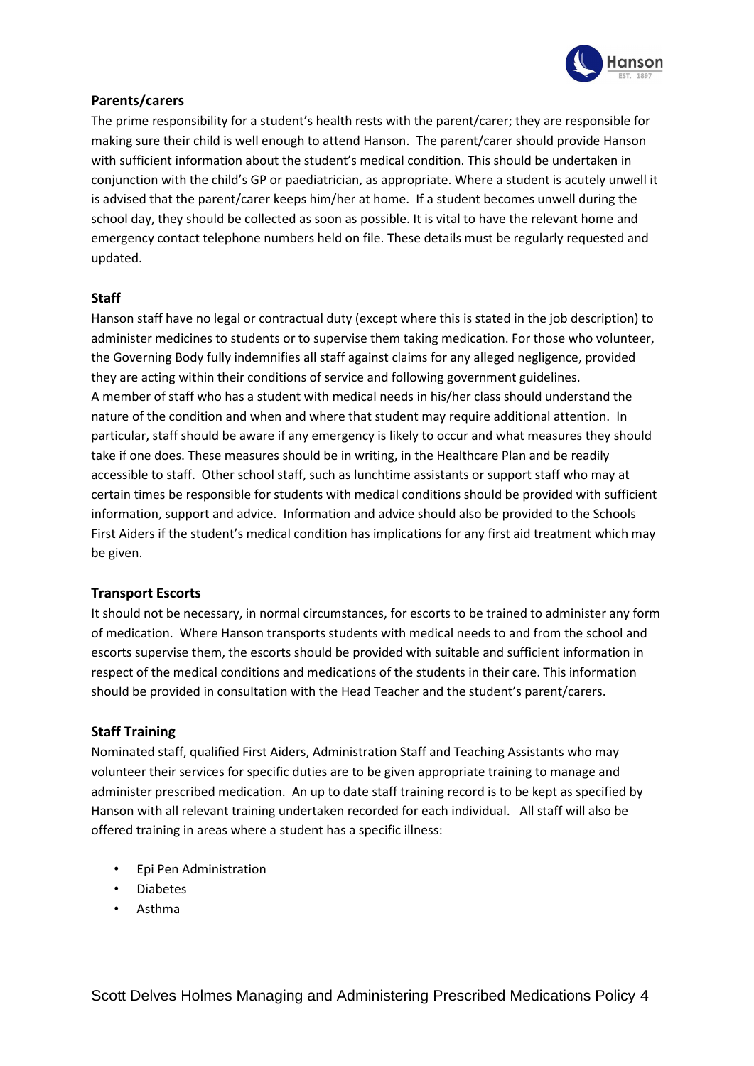### Parents/carers

The prime responsibility for a student's health rests with the parent/carer; they are responsible for making sure their child is well enough to attend Hanson. The parent/carer should provide Hanson with sufficient information about the student's medical condition. This should be undertaken in conjunction with the child's GP or paediatrician, as appropriate. Where a student is acutely unwell it is advised that the parent/carer keeps him/her at home. If a student becomes unwell during the school day, they should be collected as soon as possible. It is vital to have the relevant home and emergency contact telephone numbers held on file. These details must be regularly requested and updated.

### Staff

Hanson staff have no legal or contractual duty (except where this is stated in the job description) to administer medicines to students or to supervise them taking medication. For those who volunteer, the Governing Body fully indemnifies all staff against claims for any alleged negligence, provided they are acting within their conditions of service and following government guidelines.
A member of staff who has a student with medical needs in his/her class should understand the nature of the condition and when and where that student may require additional attention. In particular, staff should be aware if any emergency is likely to occur and what measures they should take if one does. These measures should be in writing, in the Healthcare Plan and be readily accessible to staff. Other school staff, such as lunchtime assistants or support staff who may at certain times be responsible for students with medical conditions should be provided with sufficient information, support and advice. Information and advice should also be provided to the Schools First Aiders if the student's medical condition has implications for any first aid treatment which may be given.

### Transport Escorts

It should not be necessary, in normal circumstances, for escorts to be trained to administer any form of medication. Where Hanson transports students with medical needs to and from the school and escorts supervise them, the escorts should be provided with suitable and sufficient information in respect of the medical conditions and medications of the students in their care. This information should be provided in consultation with the Head Teacher and the student's parent/carers.

### Staff Training

Nominated staff, qualified First Aiders, Administration Staff and Teaching Assistants who may volunteer their services for specific duties are to be given appropriate training to manage and administer prescribed medication. An up to date staff training record is to be kept as specified by Hanson with all relevant training undertaken recorded for each individual. All staff will also be offered training in areas where a student has a specific illness:

- Epi Pen Administration
- Diabetes
- Asthma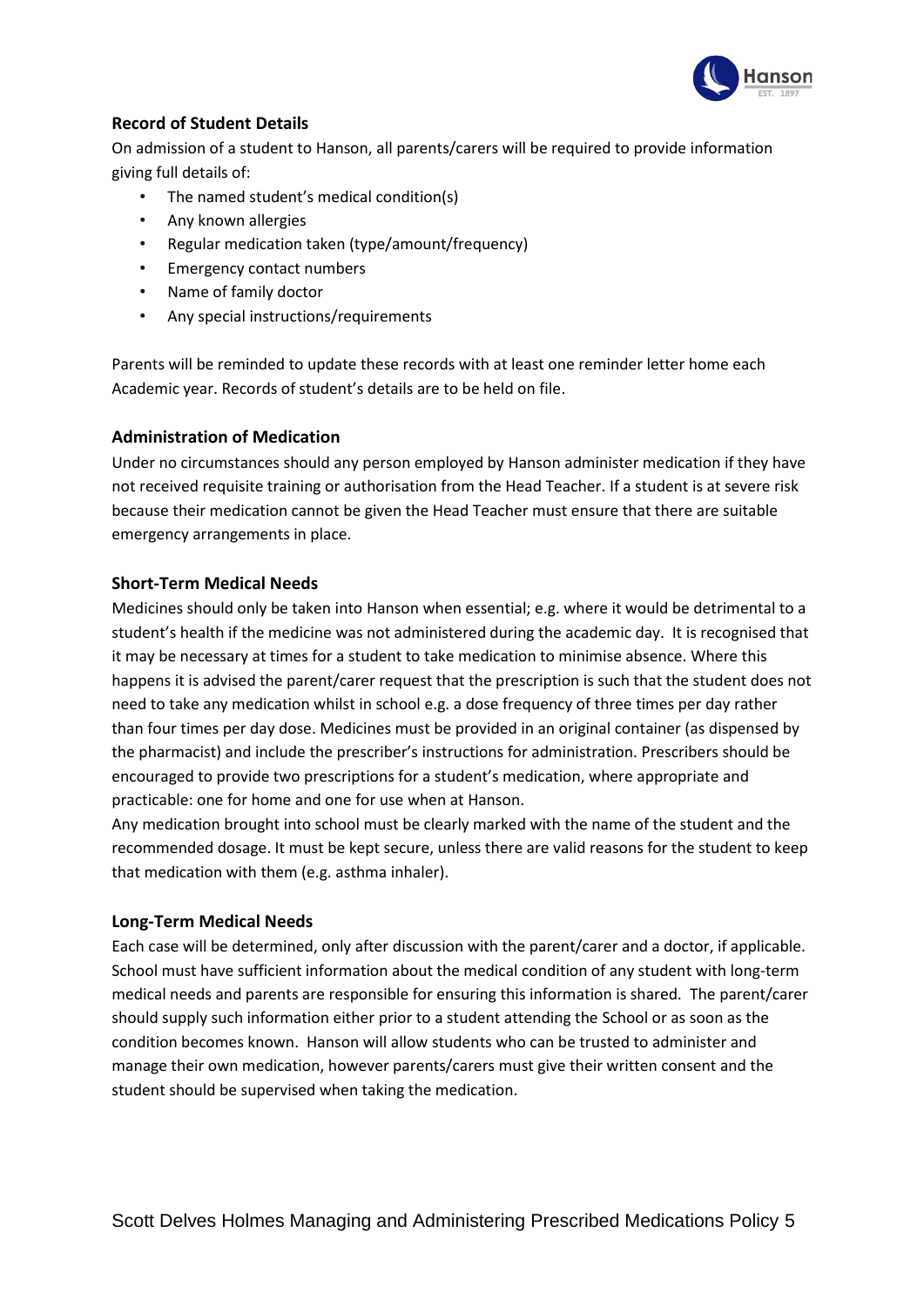## Record of Student Details

On admission of a student to Hanson, all parents/carers will be required to provide information giving full details of:

- The named student's medical condition(s)
- Any known allergies
- Regular medication taken (type/amount/frequency)
- Emergency contact numbers
- Name of family doctor
- Any special instructions/requirements

Parents will be reminded to update these records with at least one reminder letter home each Academic year. Records of student's details are to be held on file.

## Administration of Medication

Under no circumstances should any person employed by Hanson administer medication if they have not received requisite training or authorisation from the Head Teacher. If a student is at severe risk because their medication cannot be given the Head Teacher must ensure that there are suitable emergency arrangements in place.

## Short-Term Medical Needs

Medicines should only be taken into Hanson when essential; e.g. where it would be detrimental to a student's health if the medicine was not administered during the academic day. It is recognised that it may be necessary at times for a student to take medication to minimise absence. Where this happens it is advised the parent/carer request that the prescription is such that the student does not need to take any medication whilst in school e.g. a dose frequency of three times per day rather than four times per day dose. Medicines must be provided in an original container (as dispensed by the pharmacist) and include the prescriber's instructions for administration. Prescribers should be encouraged to provide two prescriptions for a student's medication, where appropriate and practicable: one for home and one for use when at Hanson.

Any medication brought into school must be clearly marked with the name of the student and the recommended dosage. It must be kept secure, unless there are valid reasons for the student to keep that medication with them (e.g. asthma inhaler).

## Long-Term Medical Needs

Each case will be determined, only after discussion with the parent/carer and a doctor, if applicable. School must have sufficient information about the medical condition of any student with long-term medical needs and parents are responsible for ensuring this information is shared. The parent/carer should supply such information either prior to a student attending the School or as soon as the condition becomes known. Hanson will allow students who can be trusted to administer and manage their own medication, however parents/carers must give their written consent and the student should be supervised when taking the medication.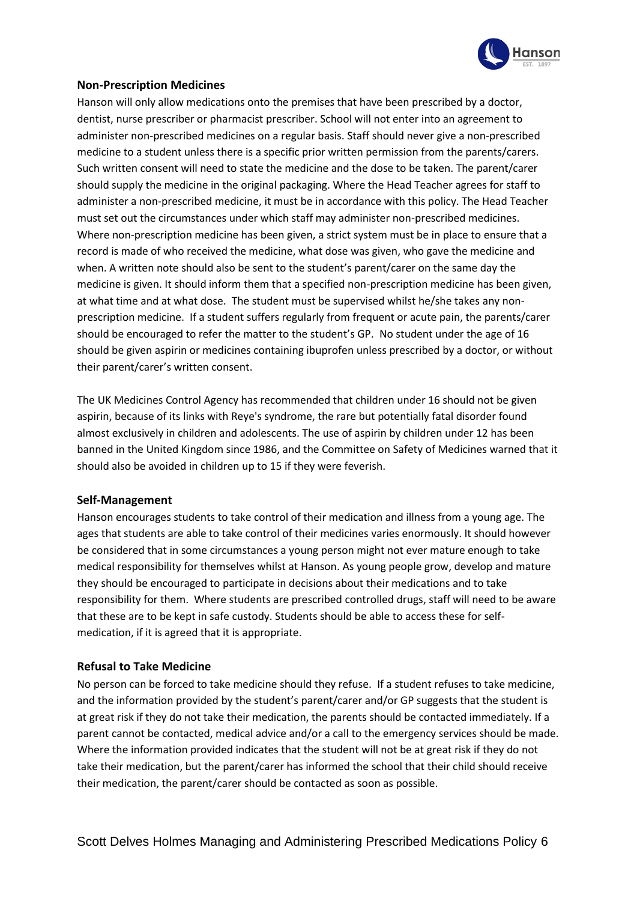## Non-Prescription Medicines

Hanson will only allow medications onto the premises that have been prescribed by a doctor, dentist, nurse prescriber or pharmacist prescriber. School will not enter into an agreement to administer non-prescribed medicines on a regular basis. Staff should never give a non-prescribed medicine to a student unless there is a specific prior written permission from the parents/carers. Such written consent will need to state the medicine and the dose to be taken. The parent/carer should supply the medicine in the original packaging. Where the Head Teacher agrees for staff to administer a non-prescribed medicine, it must be in accordance with this policy. The Head Teacher must set out the circumstances under which staff may administer non-prescribed medicines. Where non-prescription medicine has been given, a strict system must be in place to ensure that a record is made of who received the medicine, what dose was given, who gave the medicine and when. A written note should also be sent to the student's parent/carer on the same day the medicine is given. It should inform them that a specified non-prescription medicine has been given, at what time and at what dose. The student must be supervised whilst he/she takes any non-prescription medicine. If a student suffers regularly from frequent or acute pain, the parents/carer should be encouraged to refer the matter to the student's GP. No student under the age of 16 should be given aspirin or medicines containing ibuprofen unless prescribed by a doctor, or without their parent/carer's written consent.

The UK Medicines Control Agency has recommended that children under 16 should not be given aspirin, because of its links with Reye's syndrome, the rare but potentially fatal disorder found almost exclusively in children and adolescents. The use of aspirin by children under 12 has been banned in the United Kingdom since 1986, and the Committee on Safety of Medicines warned that it should also be avoided in children up to 15 if they were feverish.

## Self-Management

Hanson encourages students to take control of their medication and illness from a young age. The ages that students are able to take control of their medicines varies enormously. It should however be considered that in some circumstances a young person might not ever mature enough to take medical responsibility for themselves whilst at Hanson. As young people grow, develop and mature they should be encouraged to participate in decisions about their medications and to take responsibility for them. Where students are prescribed controlled drugs, staff will need to be aware that these are to be kept in safe custody. Students should be able to access these for self-medication, if it is agreed that it is appropriate.

## Refusal to Take Medicine

No person can be forced to take medicine should they refuse. If a student refuses to take medicine, and the information provided by the student's parent/carer and/or GP suggests that the student is at great risk if they do not take their medication, the parents should be contacted immediately. If a parent cannot be contacted, medical advice and/or a call to the emergency services should be made. Where the information provided indicates that the student will not be at great risk if they do not take their medication, but the parent/carer has informed the school that their child should receive their medication, the parent/carer should be contacted as soon as possible.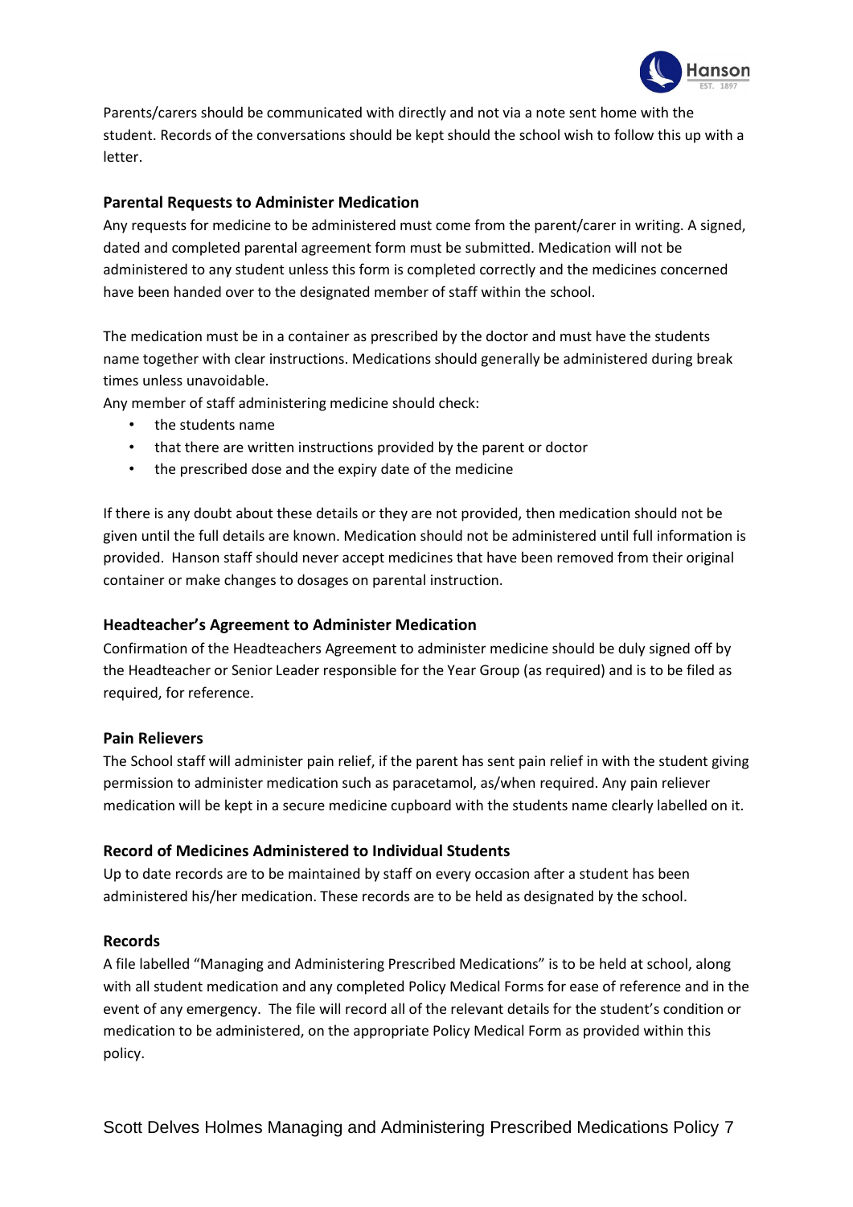Parents/carers should be communicated with directly and not via a note sent home with the student. Records of the conversations should be kept should the school wish to follow this up with a letter.

### Parental Requests to Administer Medication

Any requests for medicine to be administered must come from the parent/carer in writing. A signed, dated and completed parental agreement form must be submitted. Medication will not be administered to any student unless this form is completed correctly and the medicines concerned have been handed over to the designated member of staff within the school.

The medication must be in a container as prescribed by the doctor and must have the students name together with clear instructions. Medications should generally be administered during break times unless unavoidable.

Any member of staff administering medicine should check:

- the students name
- that there are written instructions provided by the parent or doctor
- the prescribed dose and the expiry date of the medicine

If there is any doubt about these details or they are not provided, then medication should not be given until the full details are known. Medication should not be administered until full information is provided. Hanson staff should never accept medicines that have been removed from their original container or make changes to dosages on parental instruction.

### Headteacher's Agreement to Administer Medication

Confirmation of the Headteachers Agreement to administer medicine should be duly signed off by the Headteacher or Senior Leader responsible for the Year Group (as required) and is to be filed as required, for reference.

### Pain Relievers

The School staff will administer pain relief, if the parent has sent pain relief in with the student giving permission to administer medication such as paracetamol, as/when required. Any pain reliever medication will be kept in a secure medicine cupboard with the students name clearly labelled on it.

### Record of Medicines Administered to Individual Students

Up to date records are to be maintained by staff on every occasion after a student has been administered his/her medication. These records are to be held as designated by the school.

### Records

A file labelled "Managing and Administering Prescribed Medications" is to be held at school, along with all student medication and any completed Policy Medical Forms for ease of reference and in the event of any emergency. The file will record all of the relevant details for the student's condition or medication to be administered, on the appropriate Policy Medical Form as provided within this policy.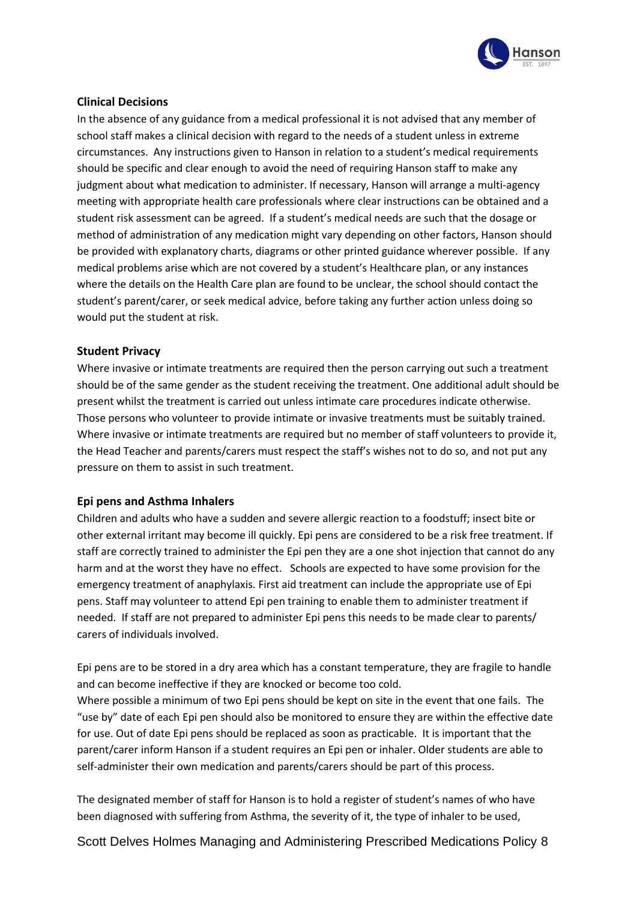### Clinical Decisions

In the absence of any guidance from a medical professional it is not advised that any member of school staff makes a clinical decision with regard to the needs of a student unless in extreme circumstances. Any instructions given to Hanson in relation to a student's medical requirements should be specific and clear enough to avoid the need of requiring Hanson staff to make any judgment about what medication to administer. If necessary, Hanson will arrange a multi-agency meeting with appropriate health care professionals where clear instructions can be obtained and a student risk assessment can be agreed. If a student's medical needs are such that the dosage or method of administration of any medication might vary depending on other factors, Hanson should be provided with explanatory charts, diagrams or other printed guidance wherever possible. If any medical problems arise which are not covered by a student's Healthcare plan, or any instances where the details on the Health Care plan are found to be unclear, the school should contact the student's parent/carer, or seek medical advice, before taking any further action unless doing so would put the student at risk.

### Student Privacy

Where invasive or intimate treatments are required then the person carrying out such a treatment should be of the same gender as the student receiving the treatment. One additional adult should be present whilst the treatment is carried out unless intimate care procedures indicate otherwise. Those persons who volunteer to provide intimate or invasive treatments must be suitably trained. Where invasive or intimate treatments are required but no member of staff volunteers to provide it, the Head Teacher and parents/carers must respect the staff's wishes not to do so, and not put any pressure on them to assist in such treatment.

### Epi pens and Asthma Inhalers

Children and adults who have a sudden and severe allergic reaction to a foodstuff; insect bite or other external irritant may become ill quickly. Epi pens are considered to be a risk free treatment. If staff are correctly trained to administer the Epi pen they are a one shot injection that cannot do any harm and at the worst they have no effect. Schools are expected to have some provision for the emergency treatment of anaphylaxis. First aid treatment can include the appropriate use of Epi pens. Staff may volunteer to attend Epi pen training to enable them to administer treatment if needed. If staff are not prepared to administer Epi pens this needs to be made clear to parents/ carers of individuals involved.

Epi pens are to be stored in a dry area which has a constant temperature, they are fragile to handle and can become ineffective if they are knocked or become too cold.
Where possible a minimum of two Epi pens should be kept on site in the event that one fails. The "use by" date of each Epi pen should also be monitored to ensure they are within the effective date for use. Out of date Epi pens should be replaced as soon as practicable. It is important that the parent/carer inform Hanson if a student requires an Epi pen or inhaler. Older students are able to self-administer their own medication and parents/carers should be part of this process.

The designated member of staff for Hanson is to hold a register of student's names of who have been diagnosed with suffering from Asthma, the severity of it, the type of inhaler to be used,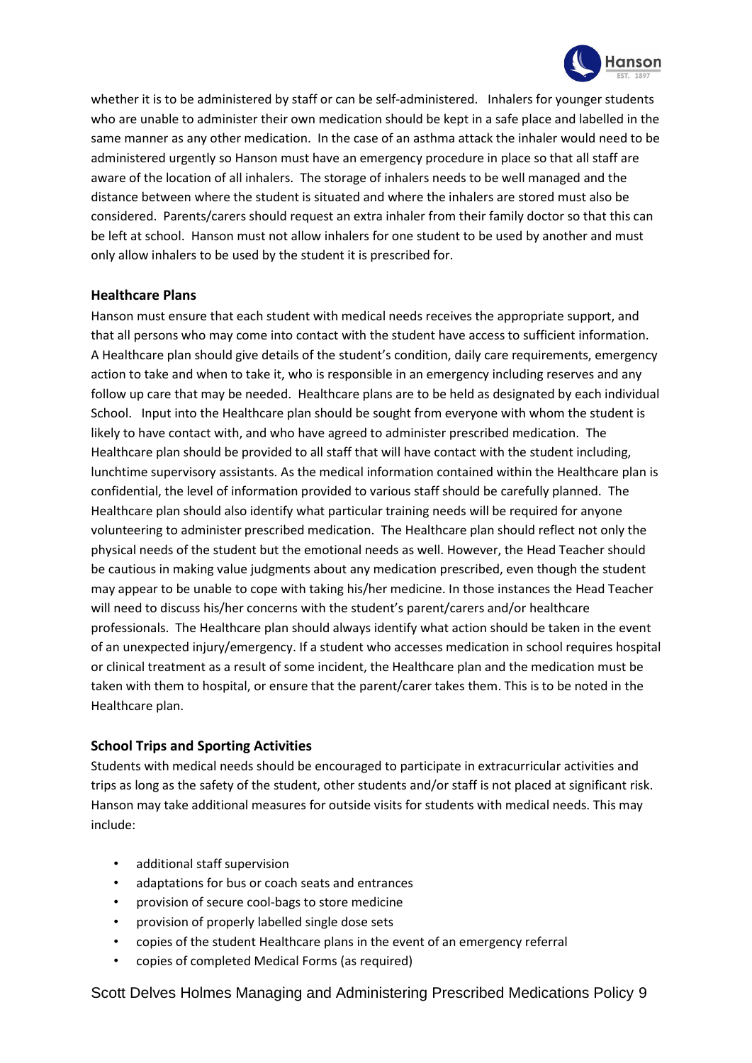whether it is to be administered by staff or can be self-administered. Inhalers for younger students who are unable to administer their own medication should be kept in a safe place and labelled in the same manner as any other medication. In the case of an asthma attack the inhaler would need to be administered urgently so Hanson must have an emergency procedure in place so that all staff are aware of the location of all inhalers. The storage of inhalers needs to be well managed and the distance between where the student is situated and where the inhalers are stored must also be considered. Parents/carers should request an extra inhaler from their family doctor so that this can be left at school. Hanson must not allow inhalers for one student to be used by another and must only allow inhalers to be used by the student it is prescribed for.

### Healthcare Plans

Hanson must ensure that each student with medical needs receives the appropriate support, and that all persons who may come into contact with the student have access to sufficient information. A Healthcare plan should give details of the student's condition, daily care requirements, emergency action to take and when to take it, who is responsible in an emergency including reserves and any follow up care that may be needed. Healthcare plans are to be held as designated by each individual School. Input into the Healthcare plan should be sought from everyone with whom the student is likely to have contact with, and who have agreed to administer prescribed medication. The Healthcare plan should be provided to all staff that will have contact with the student including, lunchtime supervisory assistants. As the medical information contained within the Healthcare plan is confidential, the level of information provided to various staff should be carefully planned. The Healthcare plan should also identify what particular training needs will be required for anyone volunteering to administer prescribed medication. The Healthcare plan should reflect not only the physical needs of the student but the emotional needs as well. However, the Head Teacher should be cautious in making value judgments about any medication prescribed, even though the student may appear to be unable to cope with taking his/her medicine. In those instances the Head Teacher will need to discuss his/her concerns with the student's parent/carers and/or healthcare professionals. The Healthcare plan should always identify what action should be taken in the event of an unexpected injury/emergency. If a student who accesses medication in school requires hospital or clinical treatment as a result of some incident, the Healthcare plan and the medication must be taken with them to hospital, or ensure that the parent/carer takes them. This is to be noted in the Healthcare plan.

### School Trips and Sporting Activities

Students with medical needs should be encouraged to participate in extracurricular activities and trips as long as the safety of the student, other students and/or staff is not placed at significant risk. Hanson may take additional measures for outside visits for students with medical needs. This may include:

- additional staff supervision
- adaptations for bus or coach seats and entrances
- provision of secure cool-bags to store medicine
- provision of properly labelled single dose sets
- copies of the student Healthcare plans in the event of an emergency referral
- copies of completed Medical Forms (as required)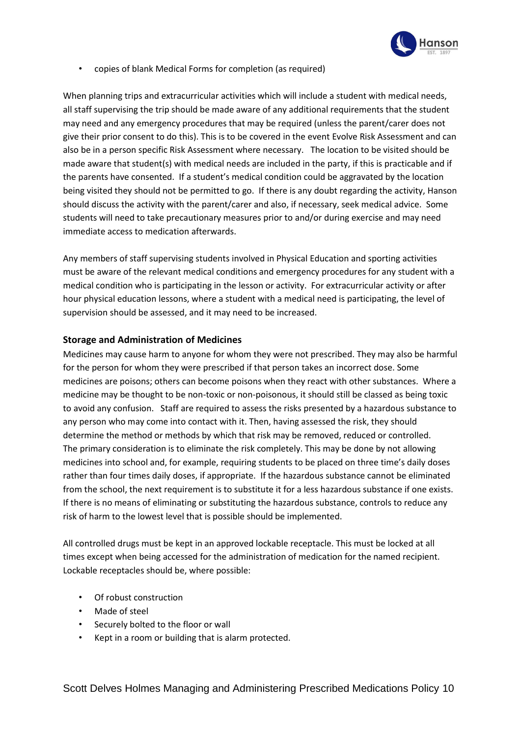- copies of blank Medical Forms for completion (as required)

When planning trips and extracurricular activities which will include a student with medical needs, all staff supervising the trip should be made aware of any additional requirements that the student may need and any emergency procedures that may be required (unless the parent/carer does not give their prior consent to do this). This is to be covered in the event Evolve Risk Assessment and can also be in a person specific Risk Assessment where necessary. The location to be visited should be made aware that student(s) with medical needs are included in the party, if this is practicable and if the parents have consented. If a student's medical condition could be aggravated by the location being visited they should not be permitted to go. If there is any doubt regarding the activity, Hanson should discuss the activity with the parent/carer and also, if necessary, seek medical advice. Some students will need to take precautionary measures prior to and/or during exercise and may need immediate access to medication afterwards.

Any members of staff supervising students involved in Physical Education and sporting activities must be aware of the relevant medical conditions and emergency procedures for any student with a medical condition who is participating in the lesson or activity. For extracurricular activity or after hour physical education lessons, where a student with a medical need is participating, the level of supervision should be assessed, and it may need to be increased.

## Storage and Administration of Medicines

Medicines may cause harm to anyone for whom they were not prescribed. They may also be harmful for the person for whom they were prescribed if that person takes an incorrect dose. Some medicines are poisons; others can become poisons when they react with other substances. Where a medicine may be thought to be non-toxic or non-poisonous, it should still be classed as being toxic to avoid any confusion. Staff are required to assess the risks presented by a hazardous substance to any person who may come into contact with it. Then, having assessed the risk, they should determine the method or methods by which that risk may be removed, reduced or controlled. The primary consideration is to eliminate the risk completely. This may be done by not allowing medicines into school and, for example, requiring students to be placed on three time's daily doses rather than four times daily doses, if appropriate. If the hazardous substance cannot be eliminated from the school, the next requirement is to substitute it for a less hazardous substance if one exists. If there is no means of eliminating or substituting the hazardous substance, controls to reduce any risk of harm to the lowest level that is possible should be implemented.

All controlled drugs must be kept in an approved lockable receptacle. This must be locked at all times except when being accessed for the administration of medication for the named recipient. Lockable receptacles should be, where possible:

- Of robust construction
- Made of steel
- Securely bolted to the floor or wall
- Kept in a room or building that is alarm protected.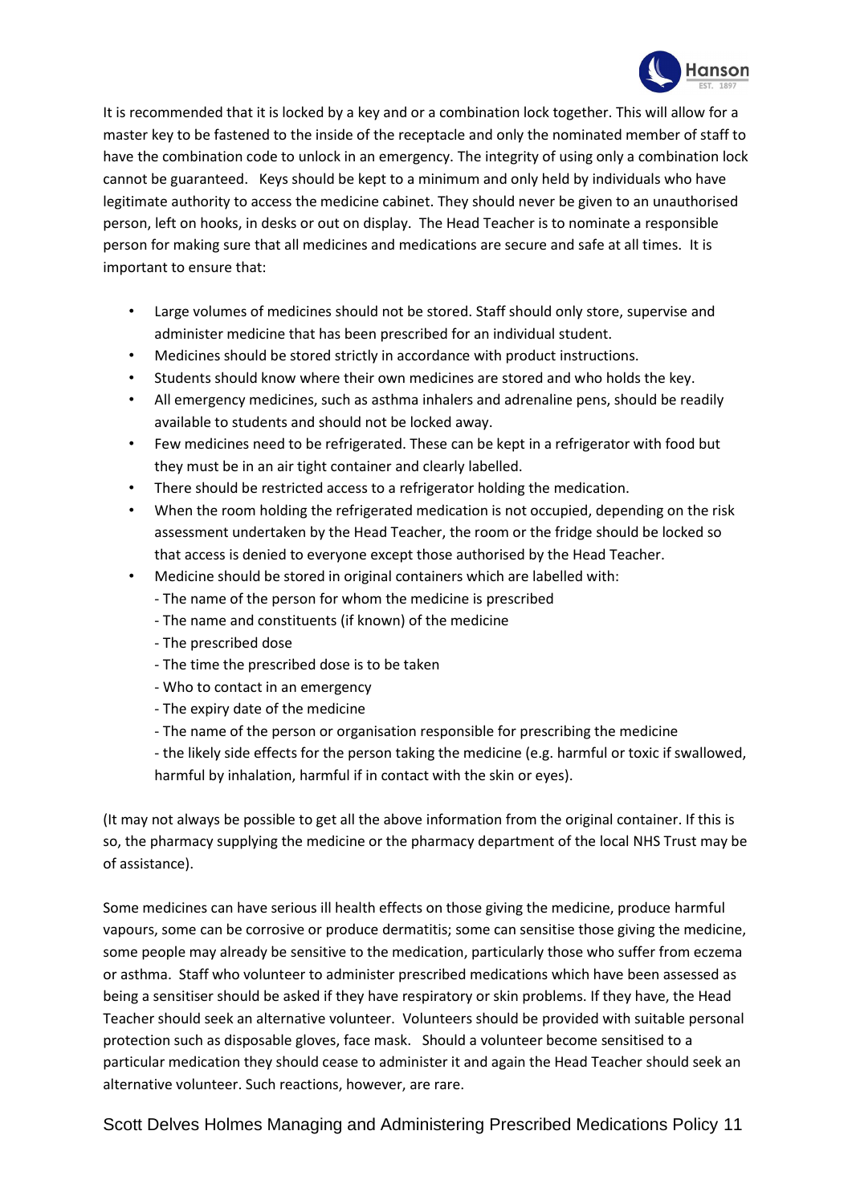It is recommended that it is locked by a key and or a combination lock together. This will allow for a master key to be fastened to the inside of the receptacle and only the nominated member of staff to have the combination code to unlock in an emergency. The integrity of using only a combination lock cannot be guaranteed. Keys should be kept to a minimum and only held by individuals who have legitimate authority to access the medicine cabinet. They should never be given to an unauthorised person, left on hooks, in desks or out on display. The Head Teacher is to nominate a responsible person for making sure that all medicines and medications are secure and safe at all times. It is important to ensure that:

- Large volumes of medicines should not be stored. Staff should only store, supervise and administer medicine that has been prescribed for an individual student.
- Medicines should be stored strictly in accordance with product instructions.
- Students should know where their own medicines are stored and who holds the key.
- All emergency medicines, such as asthma inhalers and adrenaline pens, should be readily available to students and should not be locked away.
- Few medicines need to be refrigerated. These can be kept in a refrigerator with food but they must be in an air tight container and clearly labelled.
- There should be restricted access to a refrigerator holding the medication.
- When the room holding the refrigerated medication is not occupied, depending on the risk assessment undertaken by the Head Teacher, the room or the fridge should be locked so that access is denied to everyone except those authorised by the Head Teacher.
- Medicine should be stored in original containers which are labelled with:
  - The name of the person for whom the medicine is prescribed
  - The name and constituents (if known) of the medicine
  - The prescribed dose
  - The time the prescribed dose is to be taken
  - Who to contact in an emergency
  - The expiry date of the medicine
  - The name of the person or organisation responsible for prescribing the medicine
  - the likely side effects for the person taking the medicine (e.g. harmful or toxic if swallowed, harmful by inhalation, harmful if in contact with the skin or eyes).

(It may not always be possible to get all the above information from the original container. If this is so, the pharmacy supplying the medicine or the pharmacy department of the local NHS Trust may be of assistance).

Some medicines can have serious ill health effects on those giving the medicine, produce harmful vapours, some can be corrosive or produce dermatitis; some can sensitise those giving the medicine, some people may already be sensitive to the medication, particularly those who suffer from eczema or asthma. Staff who volunteer to administer prescribed medications which have been assessed as being a sensitiser should be asked if they have respiratory or skin problems. If they have, the Head Teacher should seek an alternative volunteer. Volunteers should be provided with suitable personal protection such as disposable gloves, face mask. Should a volunteer become sensitised to a particular medication they should cease to administer it and again the Head Teacher should seek an alternative volunteer. Such reactions, however, are rare.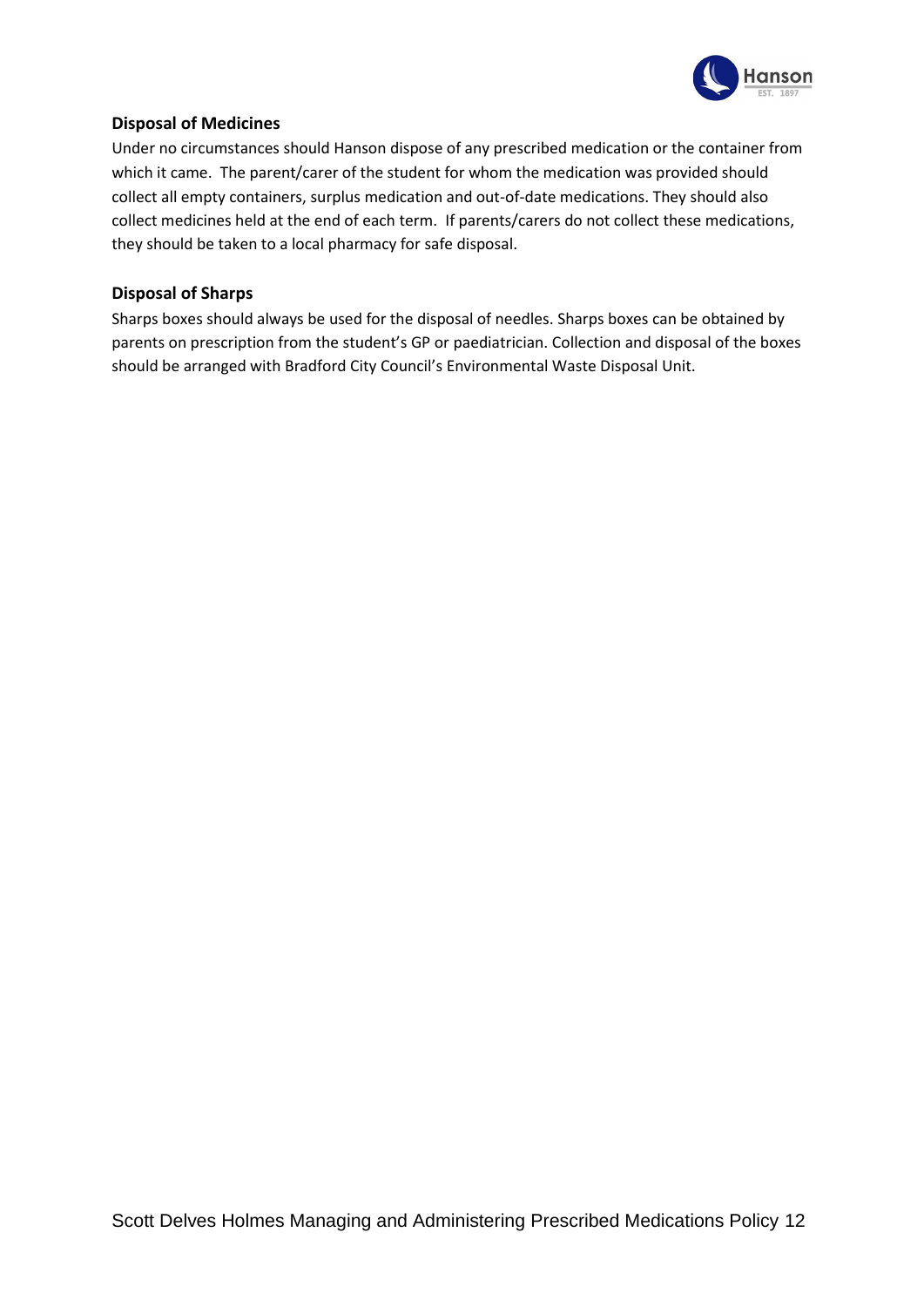### Disposal of Medicines

Under no circumstances should Hanson dispose of any prescribed medication or the container from which it came. The parent/carer of the student for whom the medication was provided should collect all empty containers, surplus medication and out-of-date medications. They should also collect medicines held at the end of each term. If parents/carers do not collect these medications, they should be taken to a local pharmacy for safe disposal.

### Disposal of Sharps

Sharps boxes should always be used for the disposal of needles. Sharps boxes can be obtained by parents on prescription from the student's GP or paediatrician. Collection and disposal of the boxes should be arranged with Bradford City Council's Environmental Waste Disposal Unit.